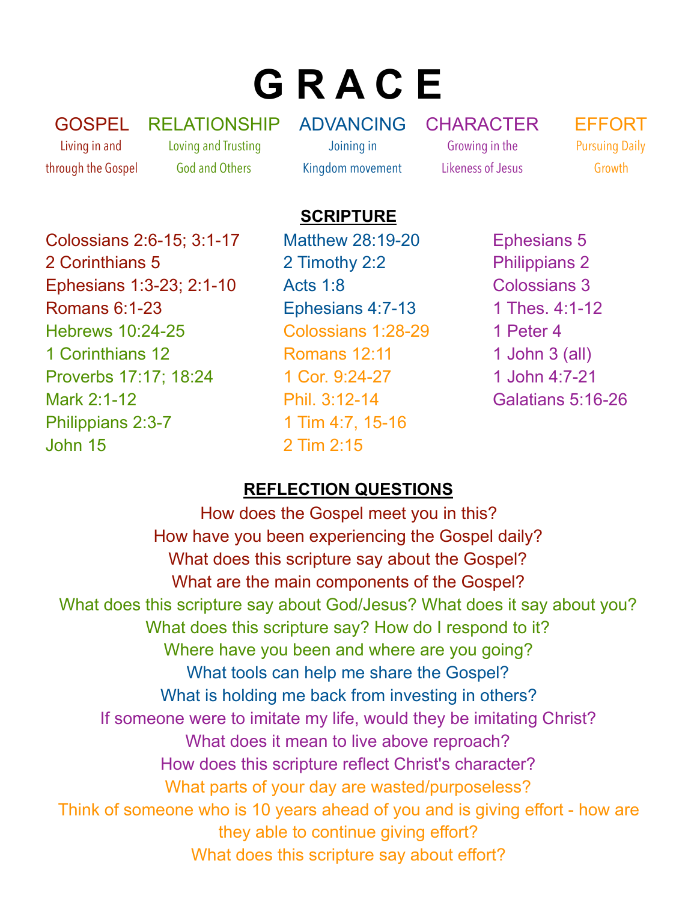# G R A C E

| GOSPEL | RELATIONSHIP | ADVANCING | CHARACTER | EFFORT |
|---|---|---|---|---|
| Living in and through the Gospel | Loving and Trusting God and Others | Joining in Kingdom movement | Growing in the Likeness of Jesus | Pursuing Daily Growth |

## SCRIPTURE

Colossians 2:6-15; 3:1-17
2 Corinthians 5
Ephesians 1:3-23; 2:1-10
Romans 6:1-23
Hebrews 10:24-25
1 Corinthians 12
Proverbs 17:17; 18:24
Mark 2:1-12
Philippians 2:3-7
John 15

Matthew 28:19-20
2 Timothy 2:2
Acts 1:8
Ephesians 4:7-13
Colossians 1:28-29
Romans 12:11
1 Cor. 9:24-27
Phil. 3:12-14
1 Tim 4:7, 15-16
2 Tim 2:15

Ephesians 5
Philippians 2
Colossians 3
1 Thes. 4:1-12
1 Peter 4
1 John 3 (all)
1 John 4:7-21
Galatians 5:16-26

## REFLECTION QUESTIONS

How does the Gospel meet you in this?
How have you been experiencing the Gospel daily?
What does this scripture say about the Gospel?
What are the main components of the Gospel?
What does this scripture say about God/Jesus? What does it say about you?
What does this scripture say? How do I respond to it?
Where have you been and where are you going?
What tools can help me share the Gospel?
What is holding me back from investing in others?
If someone were to imitate my life, would they be imitating Christ?
What does it mean to live above reproach?
How does this scripture reflect Christ's character?
What parts of your day are wasted/purposeless?
Think of someone who is 10 years ahead of you and is giving effort - how are they able to continue giving effort?
What does this scripture say about effort?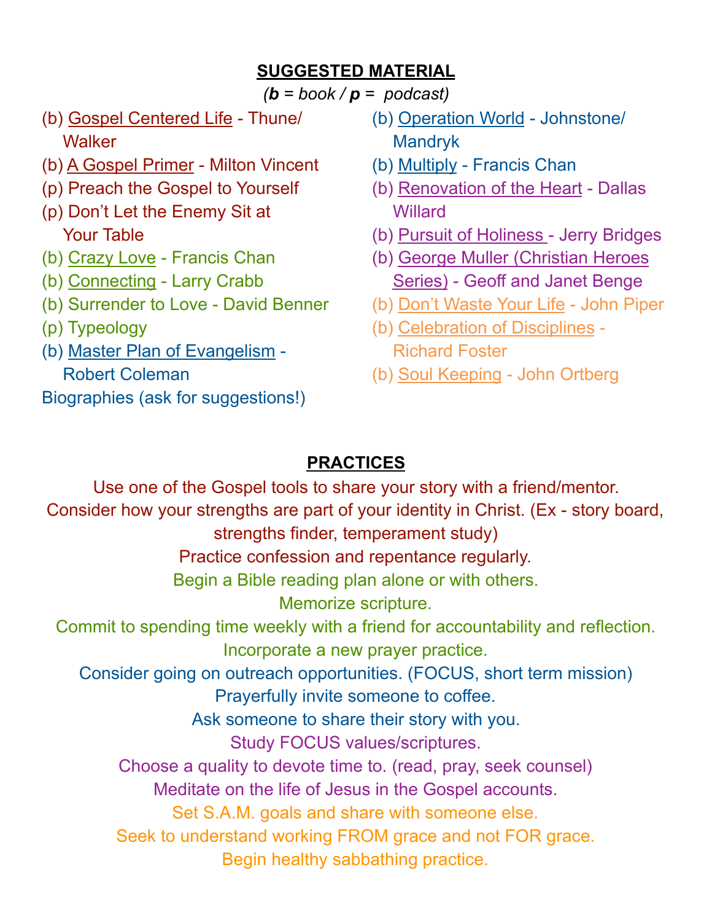**SUGGESTED MATERIAL**

***(b** = book / **p** = podcast)*

(b) Gospel Centered Life - Thune/Walker
(b) A Gospel Primer - Milton Vincent
(p) Preach the Gospel to Yourself
(p) Don't Let the Enemy Sit at Your Table
(b) Crazy Love - Francis Chan
(b) Connecting - Larry Crabb
(b) Surrender to Love - David Benner
(p) Typeology
(b) Master Plan of Evangelism - Robert Coleman
Biographies (ask for suggestions!)
(b) Operation World - Johnstone/Mandryk
(b) Multiply - Francis Chan
(b) Renovation of the Heart - Dallas Willard
(b) Pursuit of Holiness - Jerry Bridges
(b) George Muller (Christian Heroes Series) - Geoff and Janet Benge
(b) Don't Waste Your Life - John Piper
(b) Celebration of Disciplines - Richard Foster
(b) Soul Keeping - John Ortberg

**PRACTICES**

Use one of the Gospel tools to share your story with a friend/mentor.
Consider how your strengths are part of your identity in Christ. (Ex - story board, strengths finder, temperament study)
Practice confession and repentance regularly.
Begin a Bible reading plan alone or with others.
Memorize scripture.
Commit to spending time weekly with a friend for accountability and reflection.
Incorporate a new prayer practice.
Consider going on outreach opportunities. (FOCUS, short term mission)
Prayerfully invite someone to coffee.
Ask someone to share their story with you.
Study FOCUS values/scriptures.
Choose a quality to devote time to. (read, pray, seek counsel)
Meditate on the life of Jesus in the Gospel accounts.
Set S.A.M. goals and share with someone else.
Seek to understand working FROM grace and not FOR grace.
Begin healthy sabbathing practice.